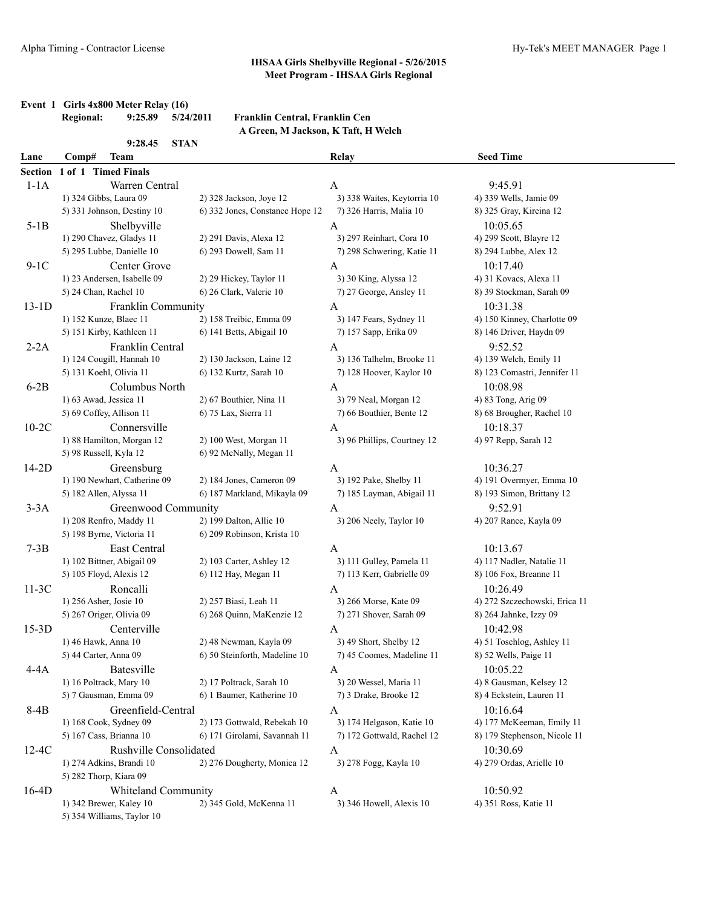## IHSAA Girls Shelbyville Regional - 5/26/2015
### Meet Program - IHSAA Girls Regional

**Event 1 Girls 4x800 Meter Relay (16)**

**Regional:** 9:25.89 5/24/2011 **Franklin Central, Franklin Cen**
A Green, M Jackson, K Taft, H Welch

9:28.45 STAN

| Lane | Comp# Team | | Relay | Seed Time |
|---|---|---|---|---|
| **Section 1 of 1 Timed Finals** | | | | |
| 1-1A | Warren Central | | A | 9:45.91 |
| | 1) 324 Gibbs, Laura 09 | 2) 328 Jackson, Joye 12 | 3) 338 Waites, Keytorria 10 | 4) 339 Wells, Jamie 09 |
| | 5) 331 Johnson, Destiny 10 | 6) 332 Jones, Constance Hope 12 | 7) 326 Harris, Malia 10 | 8) 325 Gray, Kireina 12 |
| 5-1B | Shelbyville | | A | 10:05.65 |
| | 1) 290 Chavez, Gladys 11 | 2) 291 Davis, Alexa 12 | 3) 297 Reinhart, Cora 10 | 4) 299 Scott, Blayre 12 |
| | 5) 295 Lubbe, Danielle 10 | 6) 293 Dowell, Sam 11 | 7) 298 Schwering, Katie 11 | 8) 294 Lubbe, Alex 12 |
| 9-1C | Center Grove | | A | 10:17.40 |
| | 1) 23 Andersen, Isabelle 09 | 2) 29 Hickey, Taylor 11 | 3) 30 King, Alyssa 12 | 4) 31 Kovacs, Alexa 11 |
| | 5) 24 Chan, Rachel 10 | 6) 26 Clark, Valerie 10 | 7) 27 George, Ansley 11 | 8) 39 Stockman, Sarah 09 |
| 13-1D | Franklin Community | | A | 10:31.38 |
| | 1) 152 Kunze, Blaec 11 | 2) 158 Treibic, Emma 09 | 3) 147 Fears, Sydney 11 | 4) 150 Kinney, Charlotte 09 |
| | 5) 151 Kirby, Kathleen 11 | 6) 141 Betts, Abigail 10 | 7) 157 Sapp, Erika 09 | 8) 146 Driver, Haydn 09 |
| 2-2A | Franklin Central | | A | 9:52.52 |
| | 1) 124 Cougill, Hannah 10 | 2) 130 Jackson, Laine 12 | 3) 136 Talhelm, Brooke 11 | 4) 139 Welch, Emily 11 |
| | 5) 131 Koehl, Olivia 11 | 6) 132 Kurtz, Sarah 10 | 7) 128 Hoover, Kaylor 10 | 8) 123 Comastri, Jennifer 11 |
| 6-2B | Columbus North | | A | 10:08.98 |
| | 1) 63 Awad, Jessica 11 | 2) 67 Bouthier, Nina 11 | 3) 79 Neal, Morgan 12 | 4) 83 Tong, Arig 09 |
| | 5) 69 Coffey, Allison 11 | 6) 75 Lax, Sierra 11 | 7) 66 Bouthier, Bente 12 | 8) 68 Brougher, Rachel 10 |
| 10-2C | Connersville | | A | 10:18.37 |
| | 1) 88 Hamilton, Morgan 12 | 2) 100 West, Morgan 11 | 3) 96 Phillips, Courtney 12 | 4) 97 Repp, Sarah 12 |
| | 5) 98 Russell, Kyla 12 | 6) 92 McNally, Megan 11 | | |
| 14-2D | Greensburg | | A | 10:36.27 |
| | 1) 190 Newhart, Catherine 09 | 2) 184 Jones, Cameron 09 | 3) 192 Pake, Shelby 11 | 4) 191 Overmyer, Emma 10 |
| | 5) 182 Allen, Alyssa 11 | 6) 187 Markland, Mikayla 09 | 7) 185 Layman, Abigail 11 | 8) 193 Simon, Brittany 12 |
| 3-3A | Greenwood Community | | A | 9:52.91 |
| | 1) 208 Renfro, Maddy 11 | 2) 199 Dalton, Allie 10 | 3) 206 Neely, Taylor 10 | 4) 207 Rance, Kayla 09 |
| | 5) 198 Byrne, Victoria 11 | 6) 209 Robinson, Krista 10 | | |
| 7-3B | East Central | | A | 10:13.67 |
| | 1) 102 Bittner, Abigail 09 | 2) 103 Carter, Ashley 12 | 3) 111 Gulley, Pamela 11 | 4) 117 Nadler, Natalie 11 |
| | 5) 105 Floyd, Alexis 12 | 6) 112 Hay, Megan 11 | 7) 113 Kerr, Gabrielle 09 | 8) 106 Fox, Breanne 11 |
| 11-3C | Roncalli | | A | 10:26.49 |
| | 1) 256 Asher, Josie 10 | 2) 257 Biasi, Leah 11 | 3) 266 Morse, Kate 09 | 4) 272 Szczechowski, Erica 11 |
| | 5) 267 Origer, Olivia 09 | 6) 268 Quinn, MaKenzie 12 | 7) 271 Shover, Sarah 09 | 8) 264 Jahnke, Izzy 09 |
| 15-3D | Centerville | | A | 10:42.98 |
| | 1) 46 Hawk, Anna 10 | 2) 48 Newman, Kayla 09 | 3) 49 Short, Shelby 12 | 4) 51 Toschlog, Ashley 11 |
| | 5) 44 Carter, Anna 09 | 6) 50 Steinforth, Madeline 10 | 7) 45 Coomes, Madeline 11 | 8) 52 Wells, Paige 11 |
| 4-4A | Batesville | | A | 10:05.22 |
| | 1) 16 Poltrack, Mary 10 | 2) 17 Poltrack, Sarah 10 | 3) 20 Wessel, Maria 11 | 4) 8 Gausman, Kelsey 12 |
| | 5) 7 Gausman, Emma 09 | 6) 1 Baumer, Katherine 10 | 7) 3 Drake, Brooke 12 | 8) 4 Eckstein, Lauren 11 |
| 8-4B | Greenfield-Central | | A | 10:16.64 |
| | 1) 168 Cook, Sydney 09 | 2) 173 Gottwald, Rebekah 10 | 3) 174 Helgason, Katie 10 | 4) 177 McKeeman, Emily 11 |
| | 5) 167 Cass, Brianna 10 | 6) 171 Girolami, Savannah 11 | 7) 172 Gottwald, Rachel 12 | 8) 179 Stephenson, Nicole 11 |
| 12-4C | Rushville Consolidated | | A | 10:30.69 |
| | 1) 274 Adkins, Brandi 10 | 2) 276 Dougherty, Monica 12 | 3) 278 Fogg, Kayla 10 | 4) 279 Ordas, Arielle 10 |
| | 5) 282 Thorp, Kiara 09 | | | |
| 16-4D | Whiteland Community | | A | 10:50.92 |
| | 1) 342 Brewer, Kaley 10 | 2) 345 Gold, McKenna 11 | 3) 346 Howell, Alexis 10 | 4) 351 Ross, Katie 11 |
| | 5) 354 Williams, Taylor 10 | | | |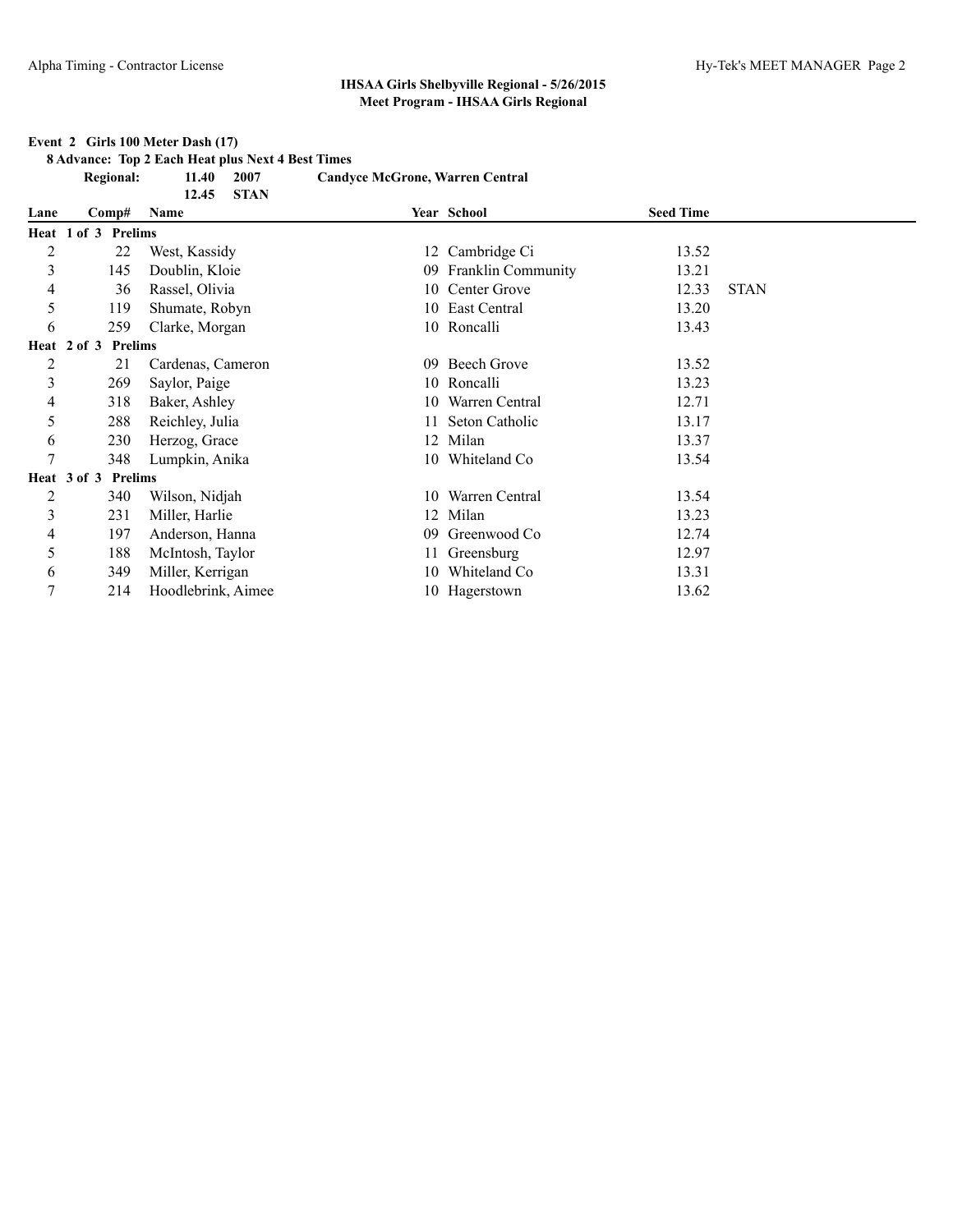**IHSAA Girls Shelbyville Regional - 5/26/2015**
**Meet Program - IHSAA Girls Regional**

**Event 2 Girls 100 Meter Dash (17)**

**8 Advance: Top 2 Each Heat plus Next 4 Best Times**

**Regional:** **11.40** **2007** **Candyce McGrone, Warren Central**
**12.45** **STAN**

| Lane | Comp# | Name | Year | School | Seed Time | |
|---|---|---|---|---|---|---|
| **Heat 1 of 3 Prelims** | | | | | | |
| 2 | 22 | West, Kassidy | 12 | Cambridge Ci | 13.52 | |
| 3 | 145 | Doublin, Kloie | 09 | Franklin Community | 13.21 | |
| 4 | 36 | Rassel, Olivia | 10 | Center Grove | 12.33 | STAN |
| 5 | 119 | Shumate, Robyn | 10 | East Central | 13.20 | |
| 6 | 259 | Clarke, Morgan | 10 | Roncalli | 13.43 | |
| **Heat 2 of 3 Prelims** | | | | | | |
| 2 | 21 | Cardenas, Cameron | 09 | Beech Grove | 13.52 | |
| 3 | 269 | Saylor, Paige | 10 | Roncalli | 13.23 | |
| 4 | 318 | Baker, Ashley | 10 | Warren Central | 12.71 | |
| 5 | 288 | Reichley, Julia | 11 | Seton Catholic | 13.17 | |
| 6 | 230 | Herzog, Grace | 12 | Milan | 13.37 | |
| 7 | 348 | Lumpkin, Anika | 10 | Whiteland Co | 13.54 | |
| **Heat 3 of 3 Prelims** | | | | | | |
| 2 | 340 | Wilson, Nidjah | 10 | Warren Central | 13.54 | |
| 3 | 231 | Miller, Harlie | 12 | Milan | 13.23 | |
| 4 | 197 | Anderson, Hanna | 09 | Greenwood Co | 12.74 | |
| 5 | 188 | McIntosh, Taylor | 11 | Greensburg | 12.97 | |
| 6 | 349 | Miller, Kerrigan | 10 | Whiteland Co | 13.31 | |
| 7 | 214 | Hoodlebrink, Aimee | 10 | Hagerstown | 13.62 | |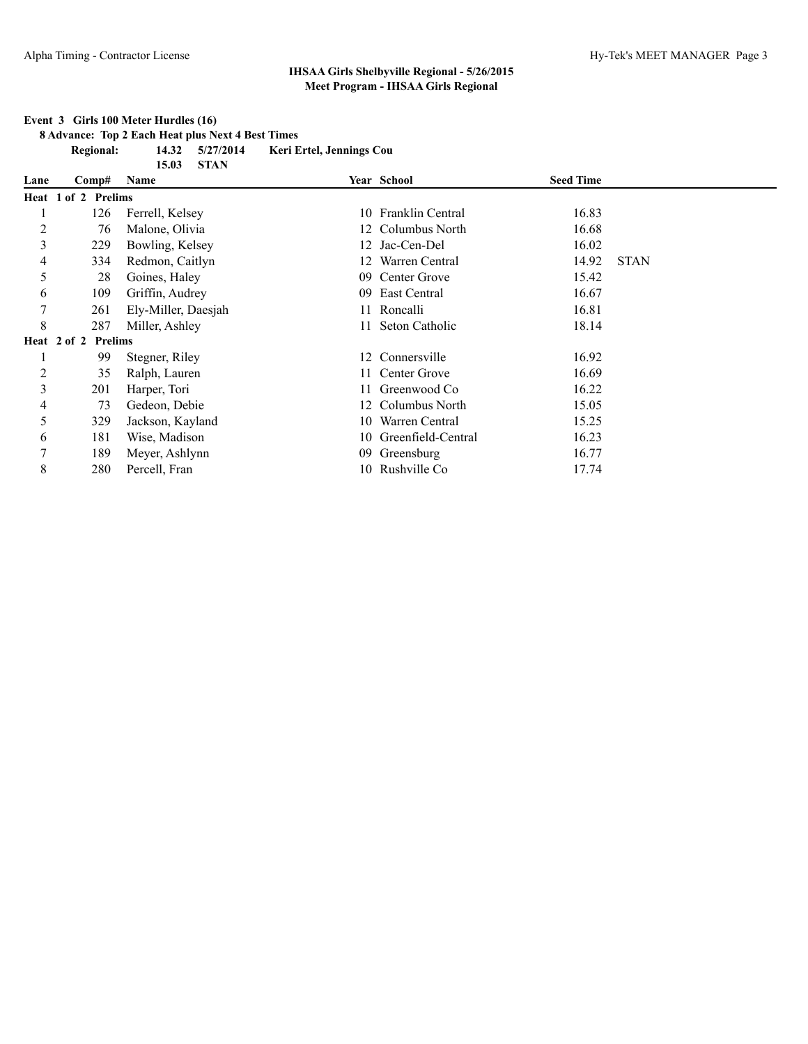**IHSAA Girls Shelbyville Regional - 5/26/2015**
**Meet Program - IHSAA Girls Regional**

**Event 3 Girls 100 Meter Hurdles (16)**

**8 Advance: Top 2 Each Heat plus Next 4 Best Times**

**Regional: 14.32 5/27/2014 Keri Ertel, Jennings Cou**

**15.03 STAN**

| Lane | Comp# | Name | Year | School | Seed Time | |
|---|---|---|---|---|---|---|
| **Heat 1 of 2 Prelims** | | | | | | |
| 1 | 126 | Ferrell, Kelsey | 10 | Franklin Central | 16.83 | |
| 2 | 76 | Malone, Olivia | 12 | Columbus North | 16.68 | |
| 3 | 229 | Bowling, Kelsey | 12 | Jac-Cen-Del | 16.02 | |
| 4 | 334 | Redmon, Caitlyn | 12 | Warren Central | 14.92 | STAN |
| 5 | 28 | Goines, Haley | 09 | Center Grove | 15.42 | |
| 6 | 109 | Griffin, Audrey | 09 | East Central | 16.67 | |
| 7 | 261 | Ely-Miller, Daesjah | 11 | Roncalli | 16.81 | |
| 8 | 287 | Miller, Ashley | 11 | Seton Catholic | 18.14 | |
| **Heat 2 of 2 Prelims** | | | | | | |
| 1 | 99 | Stegner, Riley | 12 | Connersville | 16.92 | |
| 2 | 35 | Ralph, Lauren | 11 | Center Grove | 16.69 | |
| 3 | 201 | Harper, Tori | 11 | Greenwood Co | 16.22 | |
| 4 | 73 | Gedeon, Debie | 12 | Columbus North | 15.05 | |
| 5 | 329 | Jackson, Kayland | 10 | Warren Central | 15.25 | |
| 6 | 181 | Wise, Madison | 10 | Greenfield-Central | 16.23 | |
| 7 | 189 | Meyer, Ashlynn | 09 | Greensburg | 16.77 | |
| 8 | 280 | Percell, Fran | 10 | Rushville Co | 17.74 | |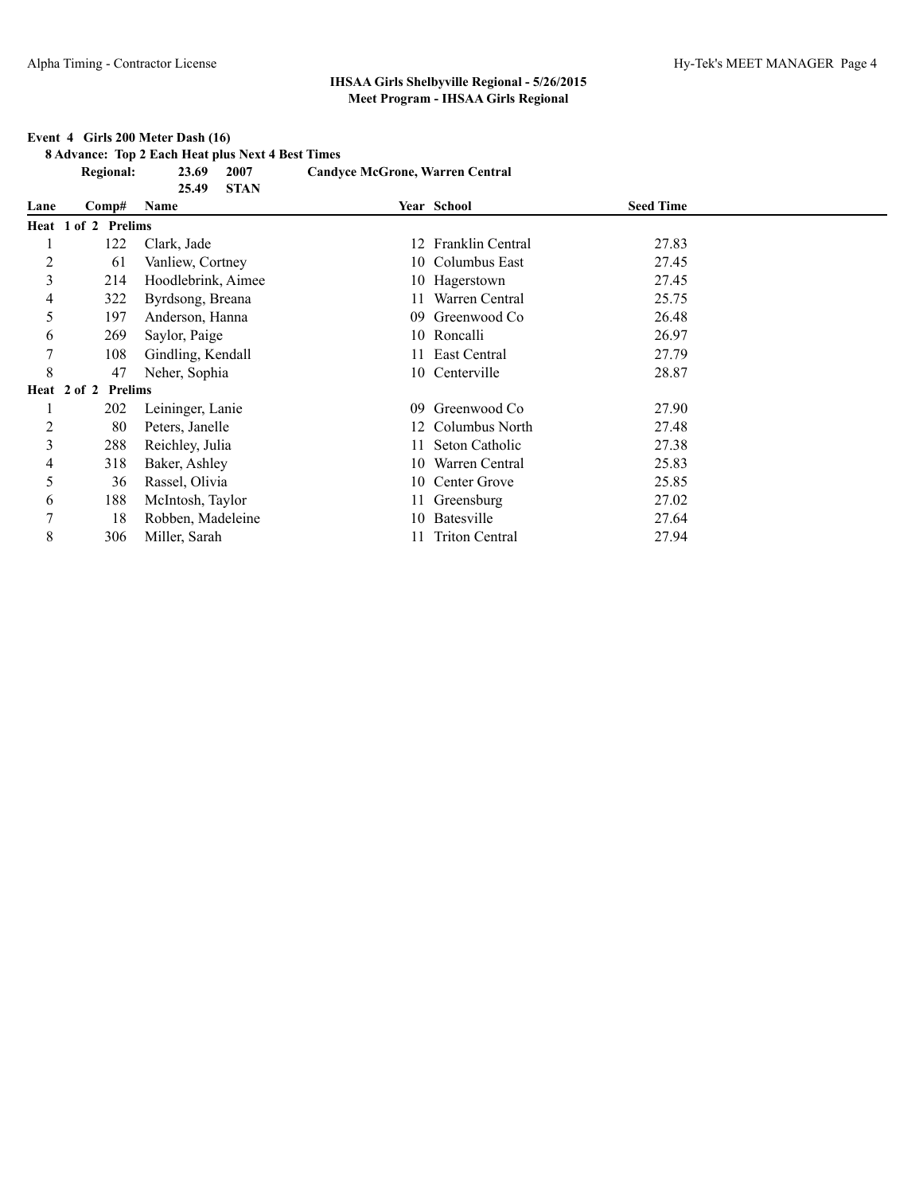## IHSAA Girls Shelbyville Regional - 5/26/2015
### Meet Program - IHSAA Girls Regional

**Event 4 Girls 200 Meter Dash (16)**

**8 Advance: Top 2 Each Heat plus Next 4 Best Times**

| | | | |
|---|---|---|---|
| **Regional:** | **23.69** | **2007** | **Candyce McGrone, Warren Central** |
| | **25.49** | **STAN** | |

| Lane | Comp# | Name | Year | School | Seed Time |
|---|---|---|---|---|---|
| **Heat 1 of 2 Prelims** | | | | | |
| 1 | 122 | Clark, Jade | 12 | Franklin Central | 27.83 |
| 2 | 61 | Vanliew, Cortney | 10 | Columbus East | 27.45 |
| 3 | 214 | Hoodlebrink, Aimee | 10 | Hagerstown | 27.45 |
| 4 | 322 | Byrdsong, Breana | 11 | Warren Central | 25.75 |
| 5 | 197 | Anderson, Hanna | 09 | Greenwood Co | 26.48 |
| 6 | 269 | Saylor, Paige | 10 | Roncalli | 26.97 |
| 7 | 108 | Gindling, Kendall | 11 | East Central | 27.79 |
| 8 | 47 | Neher, Sophia | 10 | Centerville | 28.87 |
| **Heat 2 of 2 Prelims** | | | | | |
| 1 | 202 | Leininger, Lanie | 09 | Greenwood Co | 27.90 |
| 2 | 80 | Peters, Janelle | 12 | Columbus North | 27.48 |
| 3 | 288 | Reichley, Julia | 11 | Seton Catholic | 27.38 |
| 4 | 318 | Baker, Ashley | 10 | Warren Central | 25.83 |
| 5 | 36 | Rassel, Olivia | 10 | Center Grove | 25.85 |
| 6 | 188 | McIntosh, Taylor | 11 | Greensburg | 27.02 |
| 7 | 18 | Robben, Madeleine | 10 | Batesville | 27.64 |
| 8 | 306 | Miller, Sarah | 11 | Triton Central | 27.94 |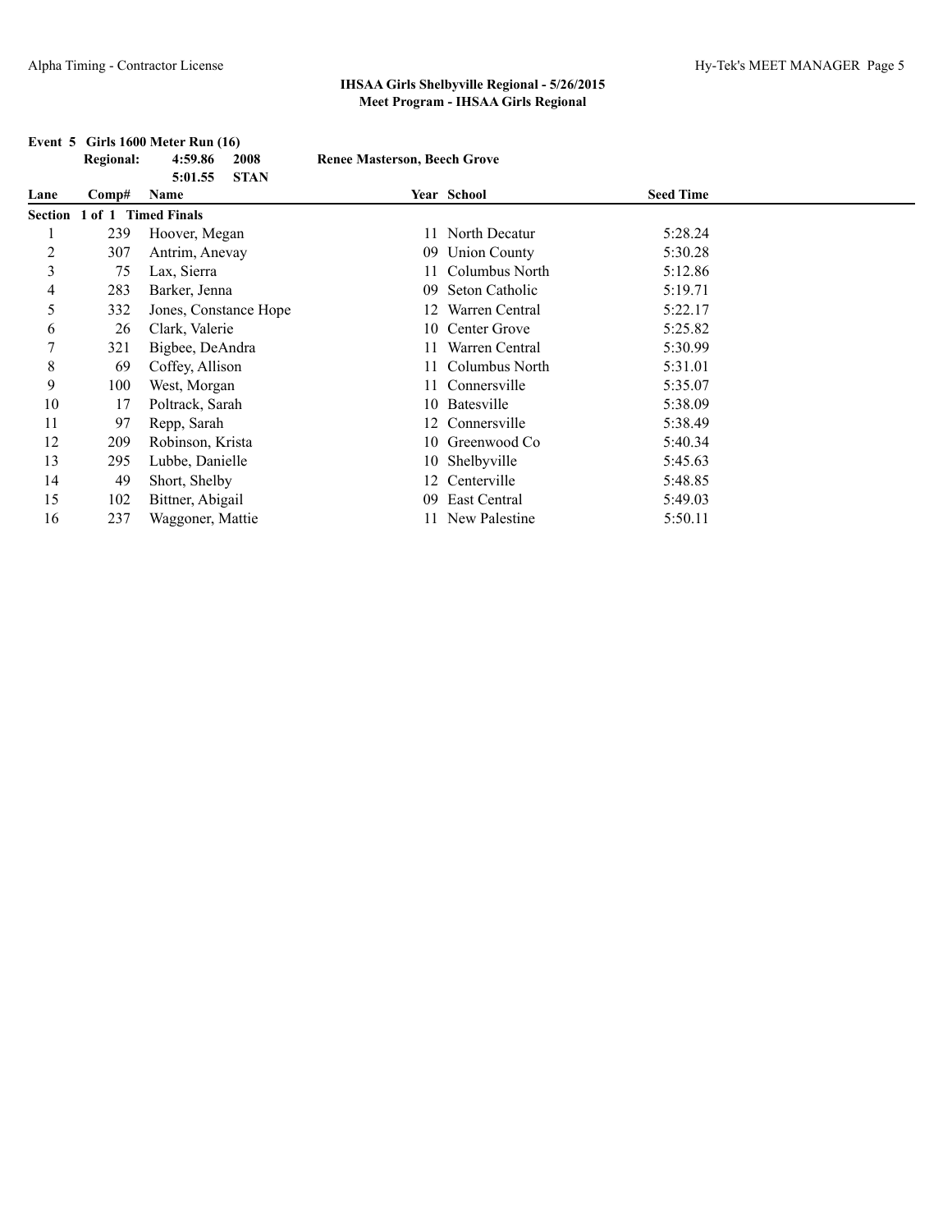**IHSAA Girls Shelbyville Regional - 5/26/2015**
**Meet Program - IHSAA Girls Regional**

**Event 5 Girls 1600 Meter Run (16)**

| | | | |
|---|---|---|---|
| **Regional:** | **4:59.86** | **2008** | **Renee Masterson, Beech Grove** |
| | **5:01.55** | **STAN** | |

| Lane | Comp# | Name | Year | School | Seed Time |
|---|---|---|---|---|---|
| **Section 1 of 1 Timed Finals** | | | | | |
| 1 | 239 | Hoover, Megan | 11 | North Decatur | 5:28.24 |
| 2 | 307 | Antrim, Anevay | 09 | Union County | 5:30.28 |
| 3 | 75 | Lax, Sierra | 11 | Columbus North | 5:12.86 |
| 4 | 283 | Barker, Jenna | 09 | Seton Catholic | 5:19.71 |
| 5 | 332 | Jones, Constance Hope | 12 | Warren Central | 5:22.17 |
| 6 | 26 | Clark, Valerie | 10 | Center Grove | 5:25.82 |
| 7 | 321 | Bigbee, DeAndra | 11 | Warren Central | 5:30.99 |
| 8 | 69 | Coffey, Allison | 11 | Columbus North | 5:31.01 |
| 9 | 100 | West, Morgan | 11 | Connersville | 5:35.07 |
| 10 | 17 | Poltrack, Sarah | 10 | Batesville | 5:38.09 |
| 11 | 97 | Repp, Sarah | 12 | Connersville | 5:38.49 |
| 12 | 209 | Robinson, Krista | 10 | Greenwood Co | 5:40.34 |
| 13 | 295 | Lubbe, Danielle | 10 | Shelbyville | 5:45.63 |
| 14 | 49 | Short, Shelby | 12 | Centerville | 5:48.85 |
| 15 | 102 | Bittner, Abigail | 09 | East Central | 5:49.03 |
| 16 | 237 | Waggoner, Mattie | 11 | New Palestine | 5:50.11 |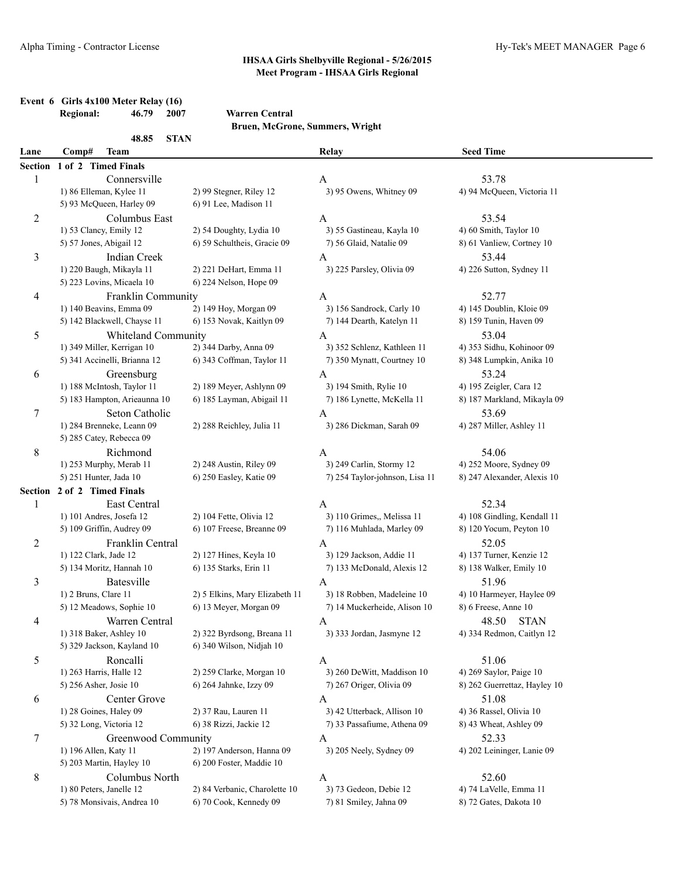**IHSAA Girls Shelbyville Regional - 5/26/2015**
**Meet Program - IHSAA Girls Regional**

**Event 6 Girls 4x100 Meter Relay (16)**

**Regional:** 46.79 2007 **Warren Central**
**Bruen, McGrone, Summers, Wright**

48.85 **STAN**

| Lane | Comp# Team | | Relay | Seed Time |
|---|---|---|---|---|
| **Section 1 of 2 Timed Finals** | | | | |
| 1 | Connersville | | A | 53.78 |
| | 1) 86 Elleman, Kylee 11 | 2) 99 Stegner, Riley 12 | 3) 95 Owens, Whitney 09 | 4) 94 McQueen, Victoria 11 |
| | 5) 93 McQueen, Harley 09 | 6) 91 Lee, Madison 11 | | |
| 2 | Columbus East | | A | 53.54 |
| | 1) 53 Clancy, Emily 12 | 2) 54 Doughty, Lydia 10 | 3) 55 Gastineau, Kayla 10 | 4) 60 Smith, Taylor 10 |
| | 5) 57 Jones, Abigail 12 | 6) 59 Schultheis, Gracie 09 | 7) 56 Glaid, Natalie 09 | 8) 61 Vanliew, Cortney 10 |
| 3 | Indian Creek | | A | 53.44 |
| | 1) 220 Baugh, Mikayla 11 | 2) 221 DeHart, Emma 11 | 3) 225 Parsley, Olivia 09 | 4) 226 Sutton, Sydney 11 |
| | 5) 223 Lovins, Micaela 10 | 6) 224 Nelson, Hope 09 | | |
| 4 | Franklin Community | | A | 52.77 |
| | 1) 140 Beavins, Emma 09 | 2) 149 Hoy, Morgan 09 | 3) 156 Sandrock, Carly 10 | 4) 145 Doublin, Kloie 09 |
| | 5) 142 Blackwell, Chayse 11 | 6) 153 Novak, Kaitlyn 09 | 7) 144 Dearth, Katelyn 11 | 8) 159 Tunin, Haven 09 |
| 5 | Whiteland Community | | A | 53.04 |
| | 1) 349 Miller, Kerrigan 10 | 2) 344 Darby, Anna 09 | 3) 352 Schlenz, Kathleen 11 | 4) 353 Sidhu, Kohinoor 09 |
| | 5) 341 Accinelli, Brianna 12 | 6) 343 Coffman, Taylor 11 | 7) 350 Mynatt, Courtney 10 | 8) 348 Lumpkin, Anika 10 |
| 6 | Greensburg | | A | 53.24 |
| | 1) 188 McIntosh, Taylor 11 | 2) 189 Meyer, Ashlynn 09 | 3) 194 Smith, Rylie 10 | 4) 195 Zeigler, Cara 12 |
| | 5) 183 Hampton, Arieaunna 10 | 6) 185 Layman, Abigail 11 | 7) 186 Lynette, McKella 11 | 8) 187 Markland, Mikayla 09 |
| 7 | Seton Catholic | | A | 53.69 |
| | 1) 284 Brenneke, Leann 09 | 2) 288 Reichley, Julia 11 | 3) 286 Dickman, Sarah 09 | 4) 287 Miller, Ashley 11 |
| | 5) 285 Catey, Rebecca 09 | | | |
| 8 | Richmond | | A | 54.06 |
| | 1) 253 Murphy, Merab 11 | 2) 248 Austin, Riley 09 | 3) 249 Carlin, Stormy 12 | 4) 252 Moore, Sydney 09 |
| | 5) 251 Hunter, Jada 10 | 6) 250 Easley, Katie 09 | 7) 254 Taylor-johnson, Lisa 11 | 8) 247 Alexander, Alexis 10 |
| **Section 2 of 2 Timed Finals** | | | | |
| 1 | East Central | | A | 52.34 |
| | 1) 101 Andres, Josefa 12 | 2) 104 Fette, Olivia 12 | 3) 110 Grimes,, Melissa 11 | 4) 108 Gindling, Kendall 11 |
| | 5) 109 Griffin, Audrey 09 | 6) 107 Freese, Breanne 09 | 7) 116 Muhlada, Marley 09 | 8) 120 Yocum, Peyton 10 |
| 2 | Franklin Central | | A | 52.05 |
| | 1) 122 Clark, Jade 12 | 2) 127 Hines, Keyla 10 | 3) 129 Jackson, Addie 11 | 4) 137 Turner, Kenzie 12 |
| | 5) 134 Moritz, Hannah 10 | 6) 135 Starks, Erin 11 | 7) 133 McDonald, Alexis 12 | 8) 138 Walker, Emily 10 |
| 3 | Batesville | | A | 51.96 |
| | 1) 2 Bruns, Clare 11 | 2) 5 Elkins, Mary Elizabeth 11 | 3) 18 Robben, Madeleine 10 | 4) 10 Harmeyer, Haylee 09 |
| | 5) 12 Meadows, Sophie 10 | 6) 13 Meyer, Morgan 09 | 7) 14 Muckerheide, Alison 10 | 8) 6 Freese, Anne 10 |
| 4 | Warren Central | | A | 48.50 STAN |
| | 1) 318 Baker, Ashley 10 | 2) 322 Byrdsong, Breana 11 | 3) 333 Jordan, Jasmyne 12 | 4) 334 Redmon, Caitlyn 12 |
| | 5) 329 Jackson, Kayland 10 | 6) 340 Wilson, Nidjah 10 | | |
| 5 | Roncalli | | A | 51.06 |
| | 1) 263 Harris, Halle 12 | 2) 259 Clarke, Morgan 10 | 3) 260 DeWitt, Maddison 10 | 4) 269 Saylor, Paige 10 |
| | 5) 256 Asher, Josie 10 | 6) 264 Jahnke, Izzy 09 | 7) 267 Origer, Olivia 09 | 8) 262 Guerrettaz, Hayley 10 |
| 6 | Center Grove | | A | 51.08 |
| | 1) 28 Goines, Haley 09 | 2) 37 Rau, Lauren 11 | 3) 42 Utterback, Allison 10 | 4) 36 Rassel, Olivia 10 |
| | 5) 32 Long, Victoria 12 | 6) 38 Rizzi, Jackie 12 | 7) 33 Passafiume, Athena 09 | 8) 43 Wheat, Ashley 09 |
| 7 | Greenwood Community | | A | 52.33 |
| | 1) 196 Allen, Katy 11 | 2) 197 Anderson, Hanna 09 | 3) 205 Neely, Sydney 09 | 4) 202 Leininger, Lanie 09 |
| | 5) 203 Martin, Hayley 10 | 6) 200 Foster, Maddie 10 | | |
| 8 | Columbus North | | A | 52.60 |
| | 1) 80 Peters, Janelle 12 | 2) 84 Verbanic, Charolette 10 | 3) 73 Gedeon, Debie 12 | 4) 74 LaVelle, Emma 11 |
| | 5) 78 Monsivais, Andrea 10 | 6) 70 Cook, Kennedy 09 | 7) 81 Smiley, Jahna 09 | 8) 72 Gates, Dakota 10 |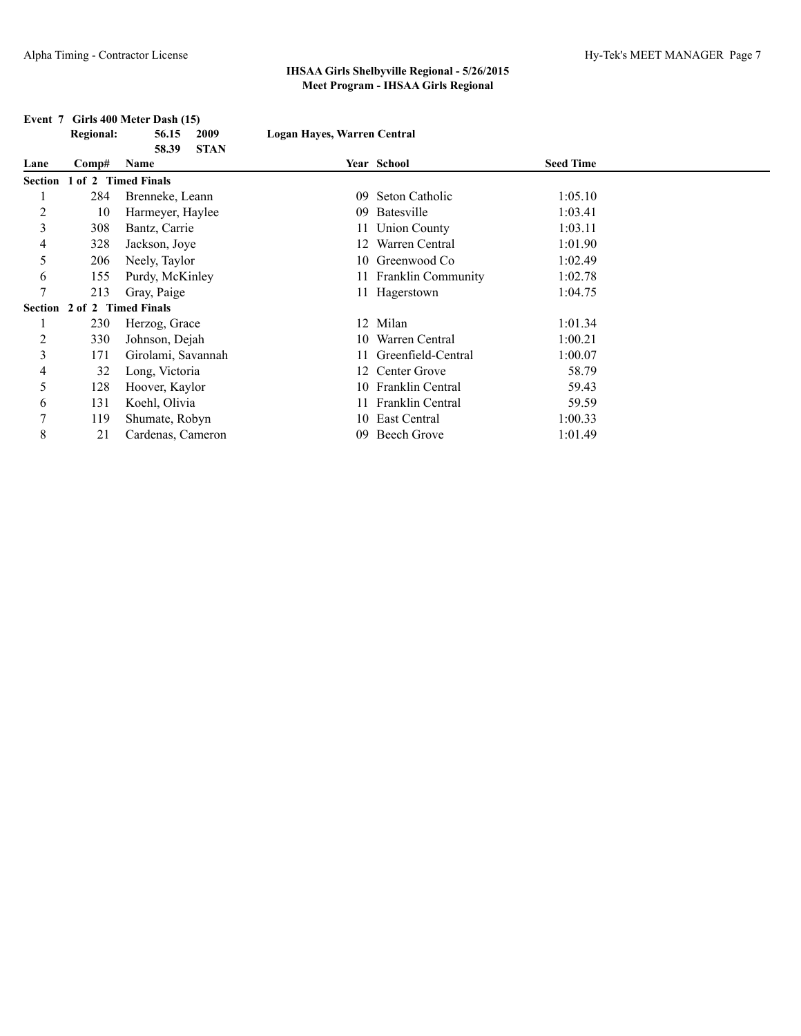**IHSAA Girls Shelbyville Regional - 5/26/2015**
**Meet Program - IHSAA Girls Regional**

**Event 7 Girls 400 Meter Dash (15)**

| Regional: | 56.15 | 2009 | Logan Hayes, Warren Central |
|---|---|---|---|
| | 58.39 | STAN | |

| Lane | Comp# | Name | Year | School | Seed Time |
|---|---|---|---|---|---|
| **Section 1 of 2 Timed Finals** | | | | | |
| 1 | 284 | Brenneke, Leann | 09 | Seton Catholic | 1:05.10 |
| 2 | 10 | Harmeyer, Haylee | 09 | Batesville | 1:03.41 |
| 3 | 308 | Bantz, Carrie | 11 | Union County | 1:03.11 |
| 4 | 328 | Jackson, Joye | 12 | Warren Central | 1:01.90 |
| 5 | 206 | Neely, Taylor | 10 | Greenwood Co | 1:02.49 |
| 6 | 155 | Purdy, McKinley | 11 | Franklin Community | 1:02.78 |
| 7 | 213 | Gray, Paige | 11 | Hagerstown | 1:04.75 |
| **Section 2 of 2 Timed Finals** | | | | | |
| 1 | 230 | Herzog, Grace | 12 | Milan | 1:01.34 |
| 2 | 330 | Johnson, Dejah | 10 | Warren Central | 1:00.21 |
| 3 | 171 | Girolami, Savannah | 11 | Greenfield-Central | 1:00.07 |
| 4 | 32 | Long, Victoria | 12 | Center Grove | 58.79 |
| 5 | 128 | Hoover, Kaylor | 10 | Franklin Central | 59.43 |
| 6 | 131 | Koehl, Olivia | 11 | Franklin Central | 59.59 |
| 7 | 119 | Shumate, Robyn | 10 | East Central | 1:00.33 |
| 8 | 21 | Cardenas, Cameron | 09 | Beech Grove | 1:01.49 |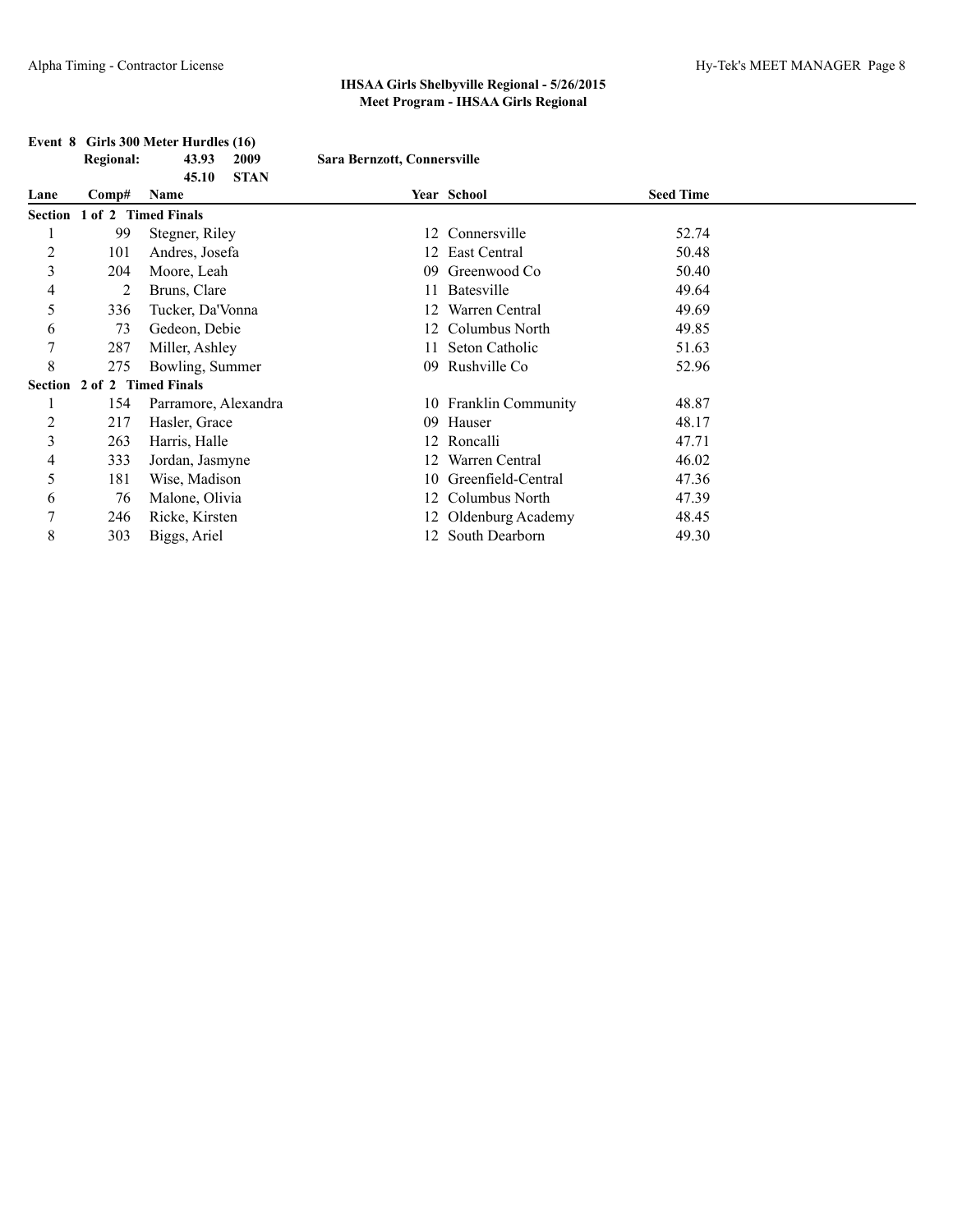## IHSAA Girls Shelbyville Regional - 5/26/2015
### Meet Program - IHSAA Girls Regional

**Event 8 Girls 300 Meter Hurdles (16)**

**Regional:** 43.93 2009 Sara Bernzott, Connersville
45.10 STAN

| Lane | Comp# | Name | Year | School | Seed Time |
|---|---|---|---|---|---|
| **Section 1 of 2 Timed Finals** | | | | | |
| 1 | 99 | Stegner, Riley | 12 | Connersville | 52.74 |
| 2 | 101 | Andres, Josefa | 12 | East Central | 50.48 |
| 3 | 204 | Moore, Leah | 09 | Greenwood Co | 50.40 |
| 4 | 2 | Bruns, Clare | 11 | Batesville | 49.64 |
| 5 | 336 | Tucker, Da'Vonna | 12 | Warren Central | 49.69 |
| 6 | 73 | Gedeon, Debie | 12 | Columbus North | 49.85 |
| 7 | 287 | Miller, Ashley | 11 | Seton Catholic | 51.63 |
| 8 | 275 | Bowling, Summer | 09 | Rushville Co | 52.96 |
| **Section 2 of 2 Timed Finals** | | | | | |
| 1 | 154 | Parramore, Alexandra | 10 | Franklin Community | 48.87 |
| 2 | 217 | Hasler, Grace | 09 | Hauser | 48.17 |
| 3 | 263 | Harris, Halle | 12 | Roncalli | 47.71 |
| 4 | 333 | Jordan, Jasmyne | 12 | Warren Central | 46.02 |
| 5 | 181 | Wise, Madison | 10 | Greenfield-Central | 47.36 |
| 6 | 76 | Malone, Olivia | 12 | Columbus North | 47.39 |
| 7 | 246 | Ricke, Kirsten | 12 | Oldenburg Academy | 48.45 |
| 8 | 303 | Biggs, Ariel | 12 | South Dearborn | 49.30 |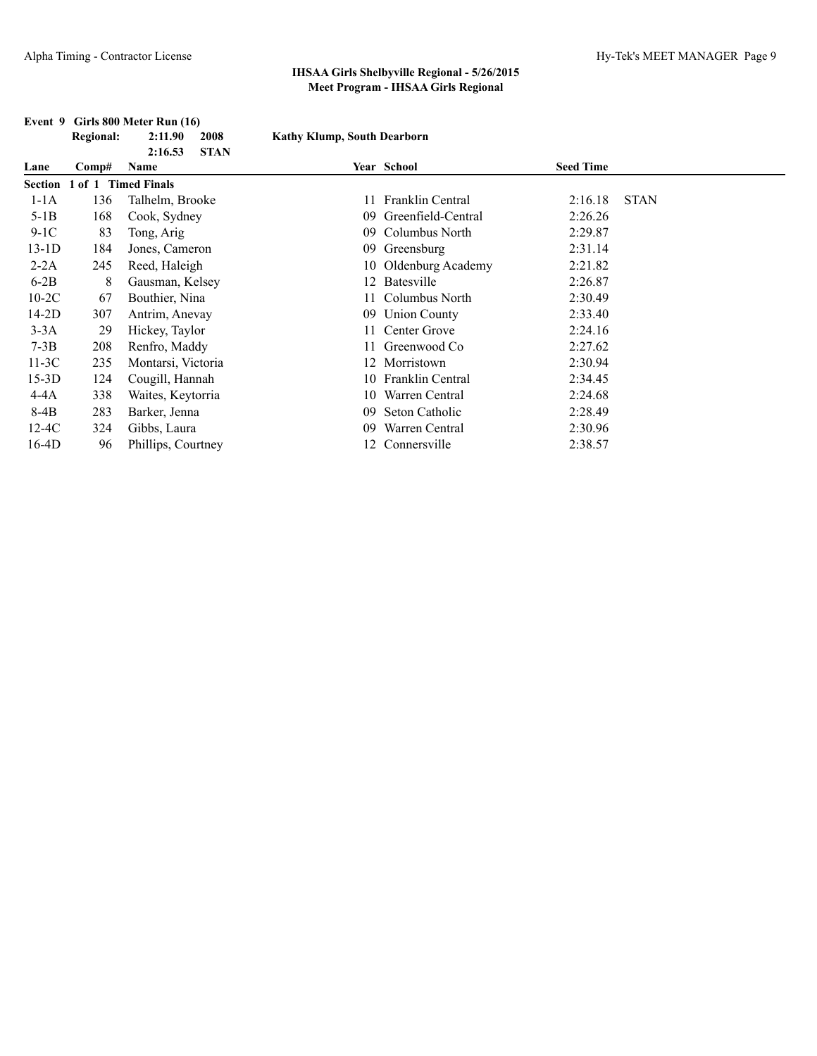## IHSAA Girls Shelbyville Regional - 5/26/2015
### Meet Program - IHSAA Girls Regional

**Event 9 Girls 800 Meter Run (16)**

**Regional:** 2:11.90 2008 **Kathy Klump, South Dearborn**
2:16.53 STAN

| Lane | Comp# | Name | Year | School | Seed Time | |
|---|---|---|---|---|---|---|
| **Section 1 of 1 Timed Finals** | | | | | | |
| 1-1A | 136 | Talhelm, Brooke | 11 | Franklin Central | 2:16.18 | STAN |
| 5-1B | 168 | Cook, Sydney | 09 | Greenfield-Central | 2:26.26 | |
| 9-1C | 83 | Tong, Arig | 09 | Columbus North | 2:29.87 | |
| 13-1D | 184 | Jones, Cameron | 09 | Greensburg | 2:31.14 | |
| 2-2A | 245 | Reed, Haleigh | 10 | Oldenburg Academy | 2:21.82 | |
| 6-2B | 8 | Gausman, Kelsey | 12 | Batesville | 2:26.87 | |
| 10-2C | 67 | Bouthier, Nina | 11 | Columbus North | 2:30.49 | |
| 14-2D | 307 | Antrim, Anevay | 09 | Union County | 2:33.40 | |
| 3-3A | 29 | Hickey, Taylor | 11 | Center Grove | 2:24.16 | |
| 7-3B | 208 | Renfro, Maddy | 11 | Greenwood Co | 2:27.62 | |
| 11-3C | 235 | Montarsi, Victoria | 12 | Morristown | 2:30.94 | |
| 15-3D | 124 | Cougill, Hannah | 10 | Franklin Central | 2:34.45 | |
| 4-4A | 338 | Waites, Keytorria | 10 | Warren Central | 2:24.68 | |
| 8-4B | 283 | Barker, Jenna | 09 | Seton Catholic | 2:28.49 | |
| 12-4C | 324 | Gibbs, Laura | 09 | Warren Central | 2:30.96 | |
| 16-4D | 96 | Phillips, Courtney | 12 | Connersville | 2:38.57 | |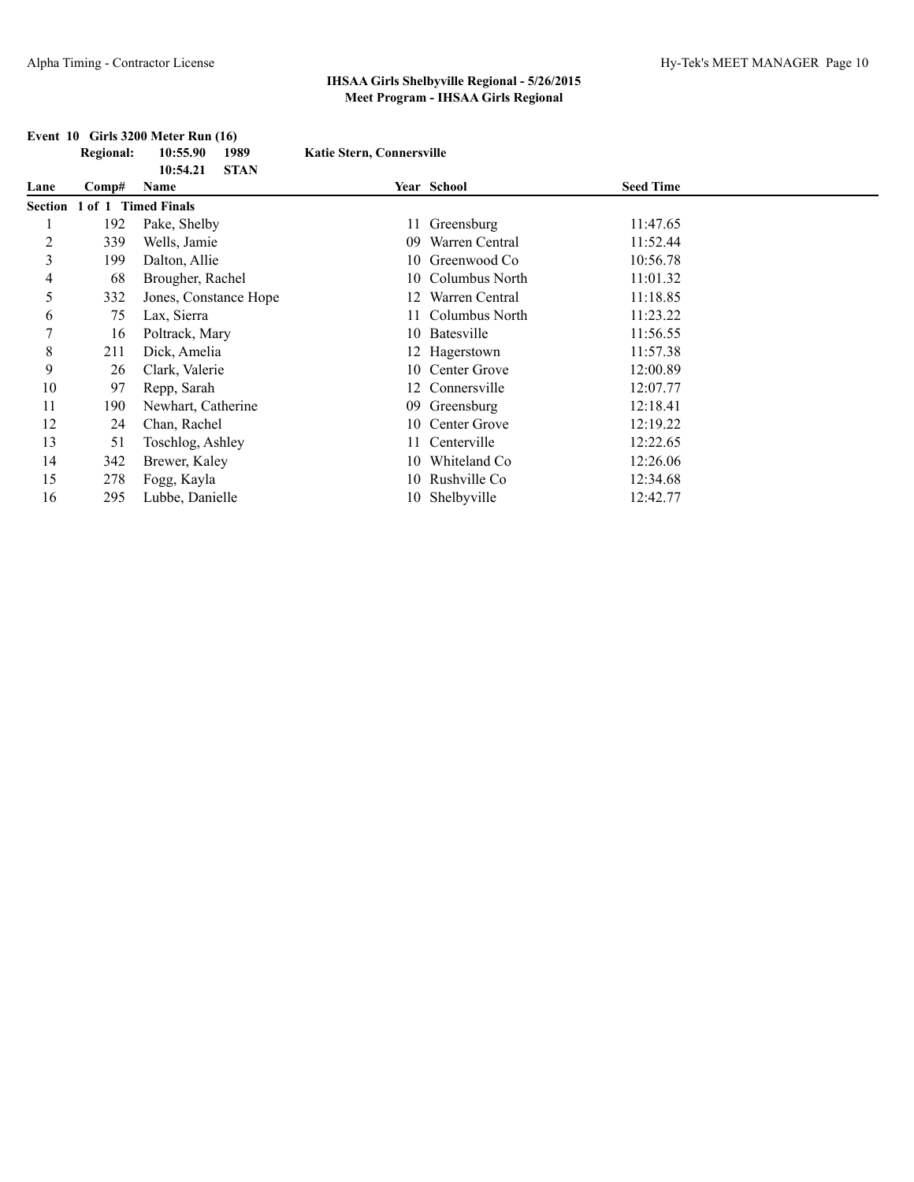**IHSAA Girls Shelbyville Regional - 5/26/2015**
**Meet Program - IHSAA Girls Regional**

**Event 10 Girls 3200 Meter Run (16)**

**Regional:** 10:55.90 1989 **Katie Stern, Connersville**
10:54.21 **STAN**

| Lane | Comp# | Name | Year | School | Seed Time |
|---|---|---|---|---|---|
| **Section 1 of 1 Timed Finals** | | | | | |
| 1 | 192 | Pake, Shelby | 11 | Greensburg | 11:47.65 |
| 2 | 339 | Wells, Jamie | 09 | Warren Central | 11:52.44 |
| 3 | 199 | Dalton, Allie | 10 | Greenwood Co | 10:56.78 |
| 4 | 68 | Brougher, Rachel | 10 | Columbus North | 11:01.32 |
| 5 | 332 | Jones, Constance Hope | 12 | Warren Central | 11:18.85 |
| 6 | 75 | Lax, Sierra | 11 | Columbus North | 11:23.22 |
| 7 | 16 | Poltrack, Mary | 10 | Batesville | 11:56.55 |
| 8 | 211 | Dick, Amelia | 12 | Hagerstown | 11:57.38 |
| 9 | 26 | Clark, Valerie | 10 | Center Grove | 12:00.89 |
| 10 | 97 | Repp, Sarah | 12 | Connersville | 12:07.77 |
| 11 | 190 | Newhart, Catherine | 09 | Greensburg | 12:18.41 |
| 12 | 24 | Chan, Rachel | 10 | Center Grove | 12:19.22 |
| 13 | 51 | Toschlog, Ashley | 11 | Centerville | 12:22.65 |
| 14 | 342 | Brewer, Kaley | 10 | Whiteland Co | 12:26.06 |
| 15 | 278 | Fogg, Kayla | 10 | Rushville Co | 12:34.68 |
| 16 | 295 | Lubbe, Danielle | 10 | Shelbyville | 12:42.77 |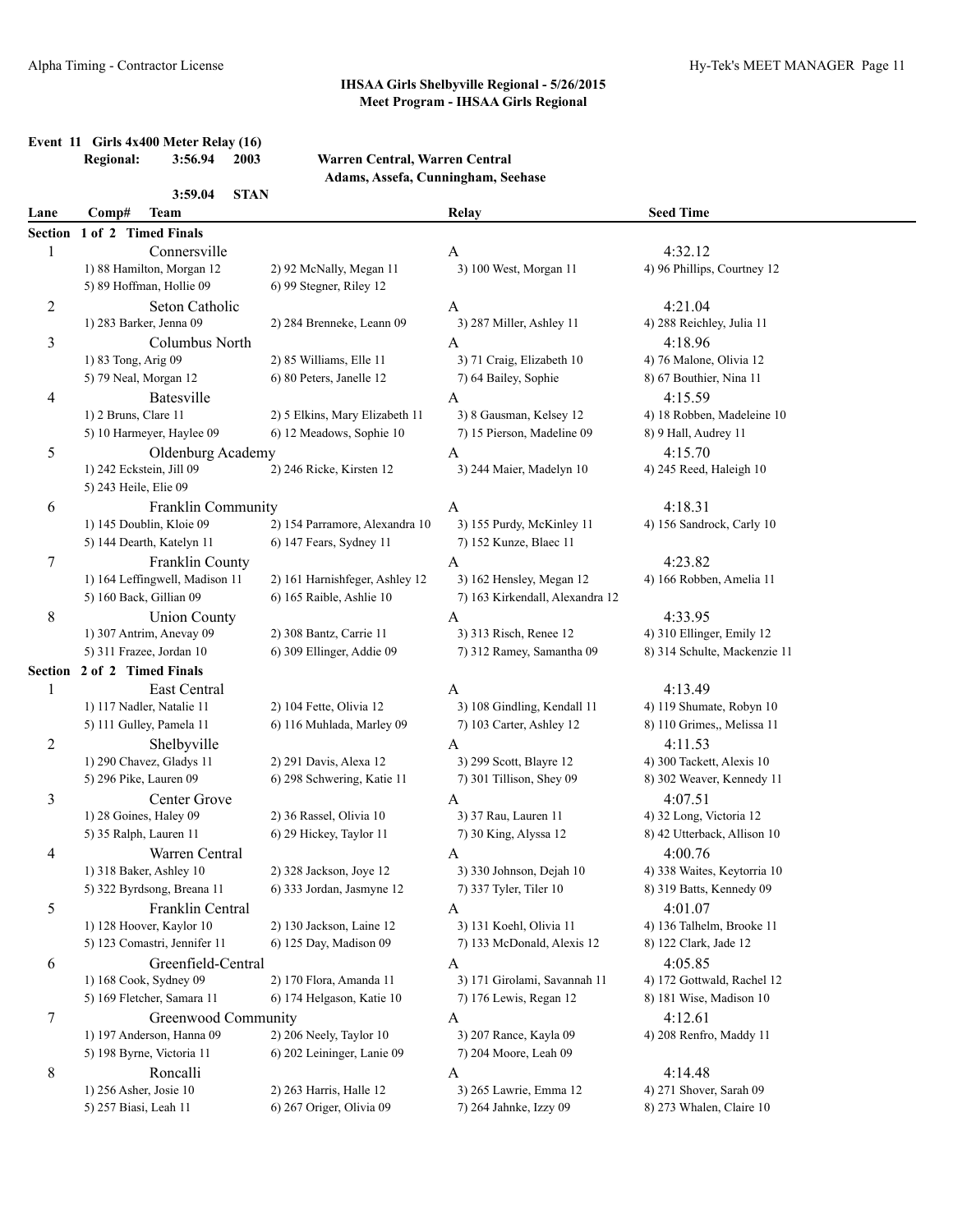**IHSAA Girls Shelbyville Regional - 5/26/2015**
**Meet Program - IHSAA Girls Regional**

## Event 11 Girls 4x400 Meter Relay (16)

**Regional:** 3:56.94 2003 Warren Central, Warren Central
Adams, Assefa, Cunningham, Seehase

3:59.04 STAN

| Lane | Comp# Team | | Relay | Seed Time |
|---|---|---|---|---|
| **Section 1 of 2 Timed Finals** | | | | |
| 1 | Connersville | | A | 4:32.12 |
| | 1) 88 Hamilton, Morgan 12 | 2) 92 McNally, Megan 11 | 3) 100 West, Morgan 11 | 4) 96 Phillips, Courtney 12 |
| | 5) 89 Hoffman, Hollie 09 | 6) 99 Stegner, Riley 12 | | |
| 2 | Seton Catholic | | A | 4:21.04 |
| | 1) 283 Barker, Jenna 09 | 2) 284 Brenneke, Leann 09 | 3) 287 Miller, Ashley 11 | 4) 288 Reichley, Julia 11 |
| 3 | Columbus North | | A | 4:18.96 |
| | 1) 83 Tong, Arig 09 | 2) 85 Williams, Elle 11 | 3) 71 Craig, Elizabeth 10 | 4) 76 Malone, Olivia 12 |
| | 5) 79 Neal, Morgan 12 | 6) 80 Peters, Janelle 12 | 7) 64 Bailey, Sophie | 8) 67 Bouthier, Nina 11 |
| 4 | Batesville | | A | 4:15.59 |
| | 1) 2 Bruns, Clare 11 | 2) 5 Elkins, Mary Elizabeth 11 | 3) 8 Gausman, Kelsey 12 | 4) 18 Robben, Madeleine 10 |
| | 5) 10 Harmeyer, Haylee 09 | 6) 12 Meadows, Sophie 10 | 7) 15 Pierson, Madeline 09 | 8) 9 Hall, Audrey 11 |
| 5 | Oldenburg Academy | | A | 4:15.70 |
| | 1) 242 Eckstein, Jill 09 | 2) 246 Ricke, Kirsten 12 | 3) 244 Maier, Madelyn 10 | 4) 245 Reed, Haleigh 10 |
| | 5) 243 Heile, Elie 09 | | | |
| 6 | Franklin Community | | A | 4:18.31 |
| | 1) 145 Doublin, Kloie 09 | 2) 154 Parramore, Alexandra 10 | 3) 155 Purdy, McKinley 11 | 4) 156 Sandrock, Carly 10 |
| | 5) 144 Dearth, Katelyn 11 | 6) 147 Fears, Sydney 11 | 7) 152 Kunze, Blaec 11 | |
| 7 | Franklin County | | A | 4:23.82 |
| | 1) 164 Leffingwell, Madison 11 | 2) 161 Harnishfeger, Ashley 12 | 3) 162 Hensley, Megan 12 | 4) 166 Robben, Amelia 11 |
| | 5) 160 Back, Gillian 09 | 6) 165 Raible, Ashlie 10 | 7) 163 Kirkendall, Alexandra 12 | |
| 8 | Union County | | A | 4:33.95 |
| | 1) 307 Antrim, Anevay 09 | 2) 308 Bantz, Carrie 11 | 3) 313 Risch, Renee 12 | 4) 310 Ellinger, Emily 12 |
| | 5) 311 Frazee, Jordan 10 | 6) 309 Ellinger, Addie 09 | 7) 312 Ramey, Samantha 09 | 8) 314 Schulte, Mackenzie 11 |
| **Section 2 of 2 Timed Finals** | | | | |
| 1 | East Central | | A | 4:13.49 |
| | 1) 117 Nadler, Natalie 11 | 2) 104 Fette, Olivia 12 | 3) 108 Gindling, Kendall 11 | 4) 119 Shumate, Robyn 10 |
| | 5) 111 Gulley, Pamela 11 | 6) 116 Muhlada, Marley 09 | 7) 103 Carter, Ashley 12 | 8) 110 Grimes,, Melissa 11 |
| 2 | Shelbyville | | A | 4:11.53 |
| | 1) 290 Chavez, Gladys 11 | 2) 291 Davis, Alexa 12 | 3) 299 Scott, Blayre 12 | 4) 300 Tackett, Alexis 10 |
| | 5) 296 Pike, Lauren 09 | 6) 298 Schwering, Katie 11 | 7) 301 Tillison, Shey 09 | 8) 302 Weaver, Kennedy 11 |
| 3 | Center Grove | | A | 4:07.51 |
| | 1) 28 Goines, Haley 09 | 2) 36 Rassel, Olivia 10 | 3) 37 Rau, Lauren 11 | 4) 32 Long, Victoria 12 |
| | 5) 35 Ralph, Lauren 11 | 6) 29 Hickey, Taylor 11 | 7) 30 King, Alyssa 12 | 8) 42 Utterback, Allison 10 |
| 4 | Warren Central | | A | 4:00.76 |
| | 1) 318 Baker, Ashley 10 | 2) 328 Jackson, Joye 12 | 3) 330 Johnson, Dejah 10 | 4) 338 Waites, Keytorria 10 |
| | 5) 322 Byrdsong, Breana 11 | 6) 333 Jordan, Jasmyne 12 | 7) 337 Tyler, Tiler 10 | 8) 319 Batts, Kennedy 09 |
| 5 | Franklin Central | | A | 4:01.07 |
| | 1) 128 Hoover, Kaylor 10 | 2) 130 Jackson, Laine 12 | 3) 131 Koehl, Olivia 11 | 4) 136 Talhelm, Brooke 11 |
| | 5) 123 Comastri, Jennifer 11 | 6) 125 Day, Madison 09 | 7) 133 McDonald, Alexis 12 | 8) 122 Clark, Jade 12 |
| 6 | Greenfield-Central | | A | 4:05.85 |
| | 1) 168 Cook, Sydney 09 | 2) 170 Flora, Amanda 11 | 3) 171 Girolami, Savannah 11 | 4) 172 Gottwald, Rachel 12 |
| | 5) 169 Fletcher, Samara 11 | 6) 174 Helgason, Katie 10 | 7) 176 Lewis, Regan 12 | 8) 181 Wise, Madison 10 |
| 7 | Greenwood Community | | A | 4:12.61 |
| | 1) 197 Anderson, Hanna 09 | 2) 206 Neely, Taylor 10 | 3) 207 Rance, Kayla 09 | 4) 208 Renfro, Maddy 11 |
| | 5) 198 Byrne, Victoria 11 | 6) 202 Leininger, Lanie 09 | 7) 204 Moore, Leah 09 | |
| 8 | Roncalli | | A | 4:14.48 |
| | 1) 256 Asher, Josie 10 | 2) 263 Harris, Halle 12 | 3) 265 Lawrie, Emma 12 | 4) 271 Shover, Sarah 09 |
| | 5) 257 Biasi, Leah 11 | 6) 267 Origer, Olivia 09 | 7) 264 Jahnke, Izzy 09 | 8) 273 Whalen, Claire 10 |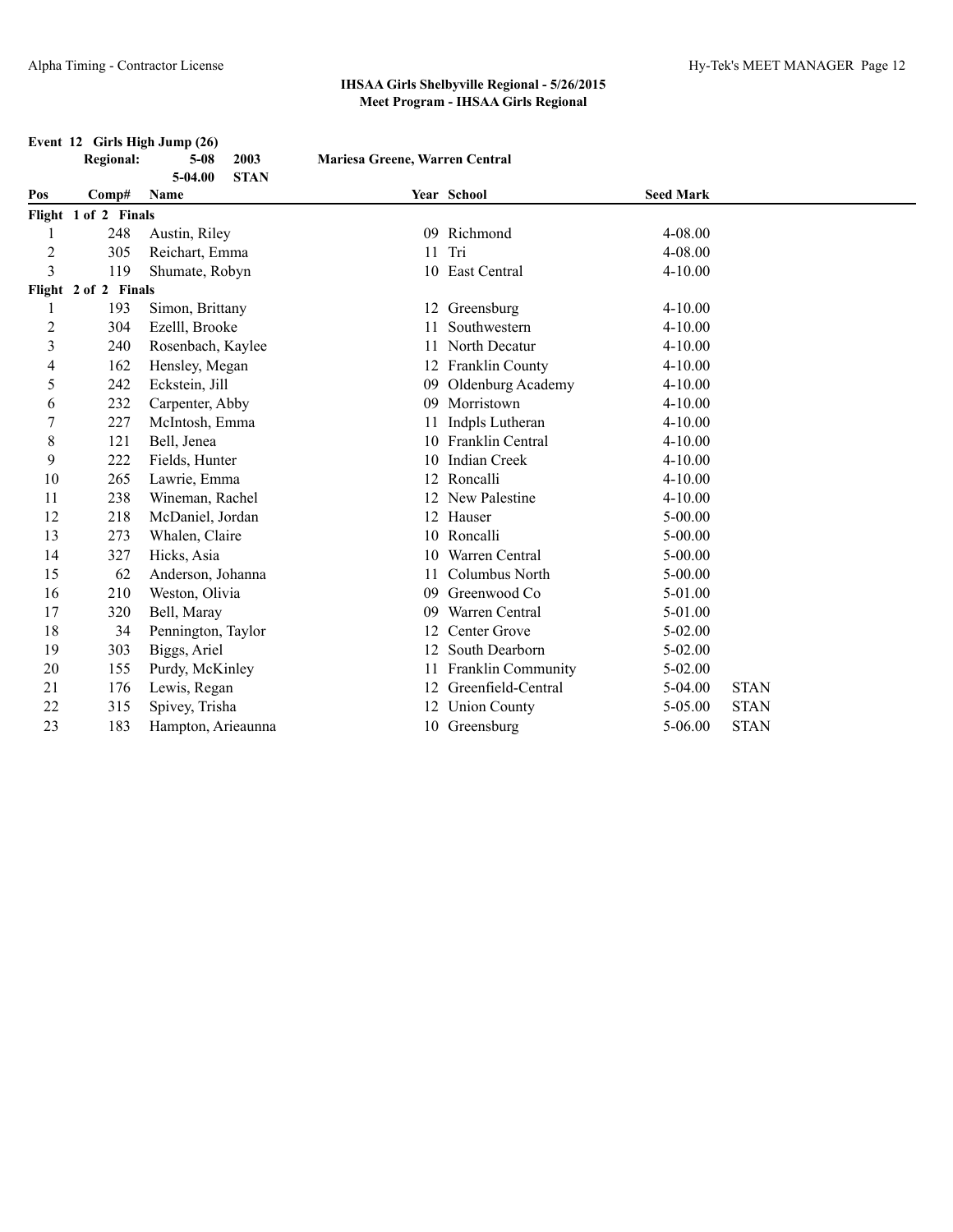# IHSAA Girls Shelbyville Regional - 5/26/2015
## Meet Program - IHSAA Girls Regional

**Event 12 Girls High Jump (26)**

**Regional:** 5-08 2003 **Mariesa Greene, Warren Central**
5-04.00 STAN

| Pos | Comp# | Name | Year | School | Seed Mark | |
|---|---|---|---|---|---|---|
| **Flight 1 of 2 Finals** | | | | | | |
| 1 | 248 | Austin, Riley | 09 | Richmond | 4-08.00 | |
| 2 | 305 | Reichart, Emma | 11 | Tri | 4-08.00 | |
| 3 | 119 | Shumate, Robyn | 10 | East Central | 4-10.00 | |
| **Flight 2 of 2 Finals** | | | | | | |
| 1 | 193 | Simon, Brittany | 12 | Greensburg | 4-10.00 | |
| 2 | 304 | Ezelll, Brooke | 11 | Southwestern | 4-10.00 | |
| 3 | 240 | Rosenbach, Kaylee | 11 | North Decatur | 4-10.00 | |
| 4 | 162 | Hensley, Megan | 12 | Franklin County | 4-10.00 | |
| 5 | 242 | Eckstein, Jill | 09 | Oldenburg Academy | 4-10.00 | |
| 6 | 232 | Carpenter, Abby | 09 | Morristown | 4-10.00 | |
| 7 | 227 | McIntosh, Emma | 11 | Indpls Lutheran | 4-10.00 | |
| 8 | 121 | Bell, Jenea | 10 | Franklin Central | 4-10.00 | |
| 9 | 222 | Fields, Hunter | 10 | Indian Creek | 4-10.00 | |
| 10 | 265 | Lawrie, Emma | 12 | Roncalli | 4-10.00 | |
| 11 | 238 | Wineman, Rachel | 12 | New Palestine | 4-10.00 | |
| 12 | 218 | McDaniel, Jordan | 12 | Hauser | 5-00.00 | |
| 13 | 273 | Whalen, Claire | 10 | Roncalli | 5-00.00 | |
| 14 | 327 | Hicks, Asia | 10 | Warren Central | 5-00.00 | |
| 15 | 62 | Anderson, Johanna | 11 | Columbus North | 5-00.00 | |
| 16 | 210 | Weston, Olivia | 09 | Greenwood Co | 5-01.00 | |
| 17 | 320 | Bell, Maray | 09 | Warren Central | 5-01.00 | |
| 18 | 34 | Pennington, Taylor | 12 | Center Grove | 5-02.00 | |
| 19 | 303 | Biggs, Ariel | 12 | South Dearborn | 5-02.00 | |
| 20 | 155 | Purdy, McKinley | 11 | Franklin Community | 5-02.00 | |
| 21 | 176 | Lewis, Regan | 12 | Greenfield-Central | 5-04.00 | STAN |
| 22 | 315 | Spivey, Trisha | 12 | Union County | 5-05.00 | STAN |
| 23 | 183 | Hampton, Arieaunna | 10 | Greensburg | 5-06.00 | STAN |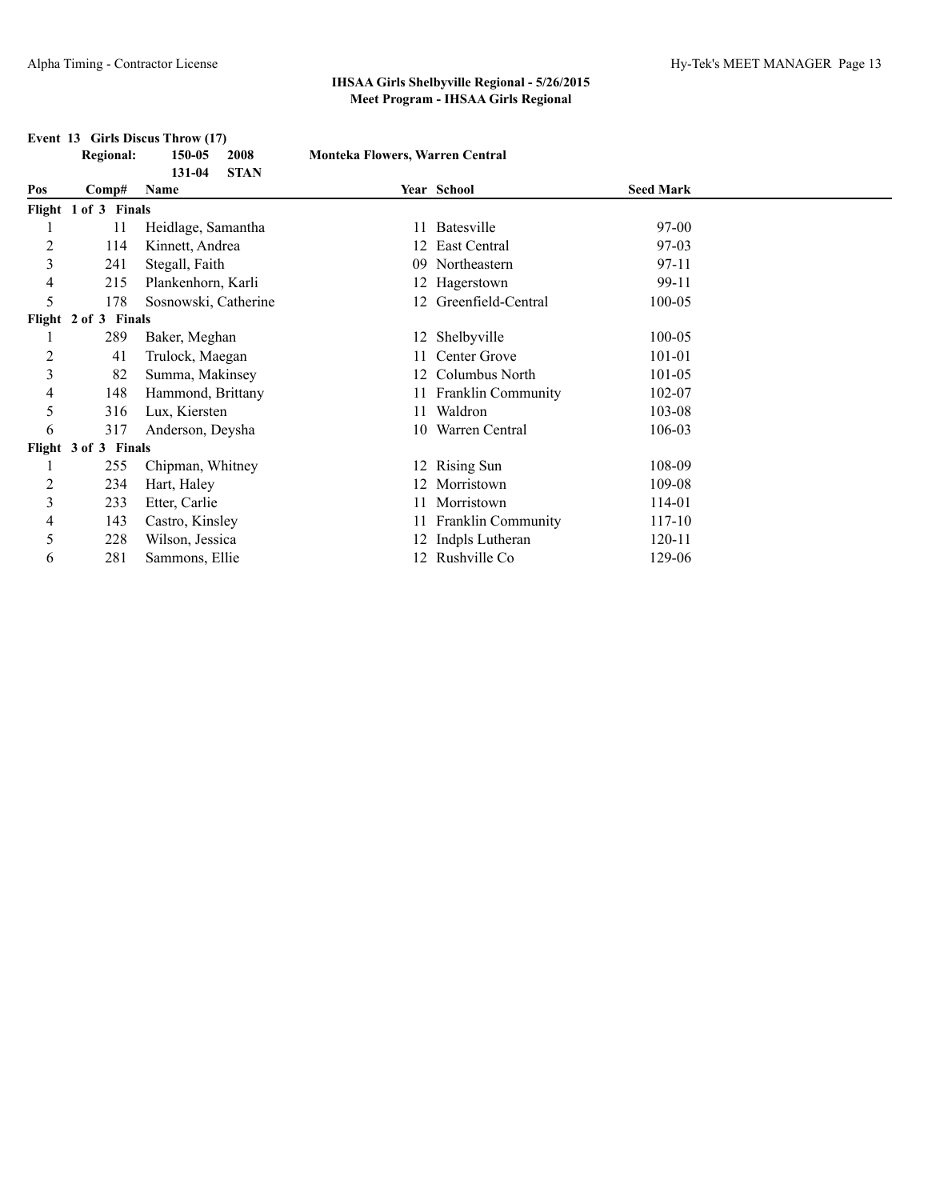**IHSAA Girls Shelbyville Regional - 5/26/2015**
**Meet Program - IHSAA Girls Regional**

### Event 13 Girls Discus Throw (17)

**Regional:** 150-05 2008 **Monteka Flowers, Warren Central**
131-04 **STAN**

| Pos | Comp# | Name | Year | School | Seed Mark |
|---|---|---|---|---|---|
| **Flight 1 of 3 Finals** | | | | | |
| 1 | 11 | Heidlage, Samantha | 11 | Batesville | 97-00 |
| 2 | 114 | Kinnett, Andrea | 12 | East Central | 97-03 |
| 3 | 241 | Stegall, Faith | 09 | Northeastern | 97-11 |
| 4 | 215 | Plankenhorn, Karli | 12 | Hagerstown | 99-11 |
| 5 | 178 | Sosnowski, Catherine | 12 | Greenfield-Central | 100-05 |
| **Flight 2 of 3 Finals** | | | | | |
| 1 | 289 | Baker, Meghan | 12 | Shelbyville | 100-05 |
| 2 | 41 | Trulock, Maegan | 11 | Center Grove | 101-01 |
| 3 | 82 | Summa, Makinsey | 12 | Columbus North | 101-05 |
| 4 | 148 | Hammond, Brittany | 11 | Franklin Community | 102-07 |
| 5 | 316 | Lux, Kiersten | 11 | Waldron | 103-08 |
| 6 | 317 | Anderson, Deysha | 10 | Warren Central | 106-03 |
| **Flight 3 of 3 Finals** | | | | | |
| 1 | 255 | Chipman, Whitney | 12 | Rising Sun | 108-09 |
| 2 | 234 | Hart, Haley | 12 | Morristown | 109-08 |
| 3 | 233 | Etter, Carlie | 11 | Morristown | 114-01 |
| 4 | 143 | Castro, Kinsley | 11 | Franklin Community | 117-10 |
| 5 | 228 | Wilson, Jessica | 12 | Indpls Lutheran | 120-11 |
| 6 | 281 | Sammons, Ellie | 12 | Rushville Co | 129-06 |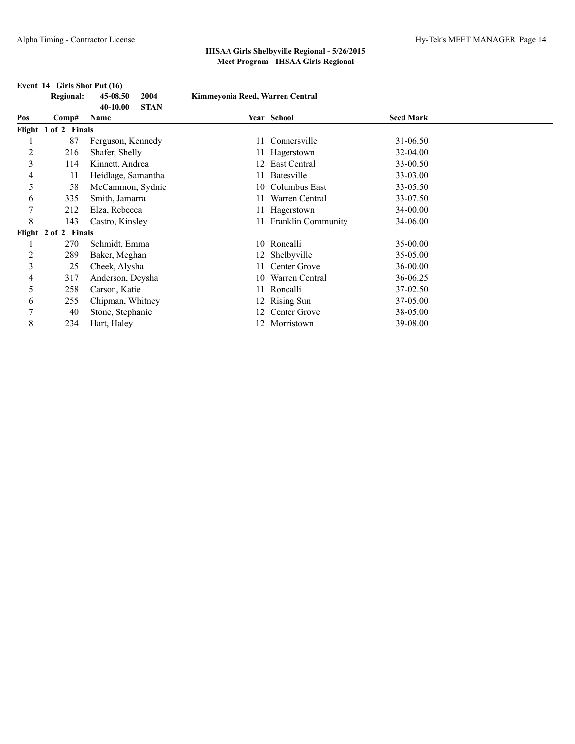## IHSAA Girls Shelbyville Regional - 5/26/2015

### Meet Program - IHSAA Girls Regional

**Event 14 Girls Shot Put (16)**

| | | | |
|---|---|---|---|
| **Regional:** | **45-08.50** | **2004** | **Kimmeyonia Reed, Warren Central** |
| | **40-10.00** | **STAN** | |

| Pos | Comp# | Name | Year | School | Seed Mark |
|---|---|---|---|---|---|
| **Flight 1 of 2 Finals** | | | | | |
| 1 | 87 | Ferguson, Kennedy | 11 | Connersville | 31-06.50 |
| 2 | 216 | Shafer, Shelly | 11 | Hagerstown | 32-04.00 |
| 3 | 114 | Kinnett, Andrea | 12 | East Central | 33-00.50 |
| 4 | 11 | Heidlage, Samantha | 11 | Batesville | 33-03.00 |
| 5 | 58 | McCammon, Sydnie | 10 | Columbus East | 33-05.50 |
| 6 | 335 | Smith, Jamarra | 11 | Warren Central | 33-07.50 |
| 7 | 212 | Elza, Rebecca | 11 | Hagerstown | 34-00.00 |
| 8 | 143 | Castro, Kinsley | 11 | Franklin Community | 34-06.00 |
| **Flight 2 of 2 Finals** | | | | | |
| 1 | 270 | Schmidt, Emma | 10 | Roncalli | 35-00.00 |
| 2 | 289 | Baker, Meghan | 12 | Shelbyville | 35-05.00 |
| 3 | 25 | Cheek, Alysha | 11 | Center Grove | 36-00.00 |
| 4 | 317 | Anderson, Deysha | 10 | Warren Central | 36-06.25 |
| 5 | 258 | Carson, Katie | 11 | Roncalli | 37-02.50 |
| 6 | 255 | Chipman, Whitney | 12 | Rising Sun | 37-05.00 |
| 7 | 40 | Stone, Stephanie | 12 | Center Grove | 38-05.00 |
| 8 | 234 | Hart, Haley | 12 | Morristown | 39-08.00 |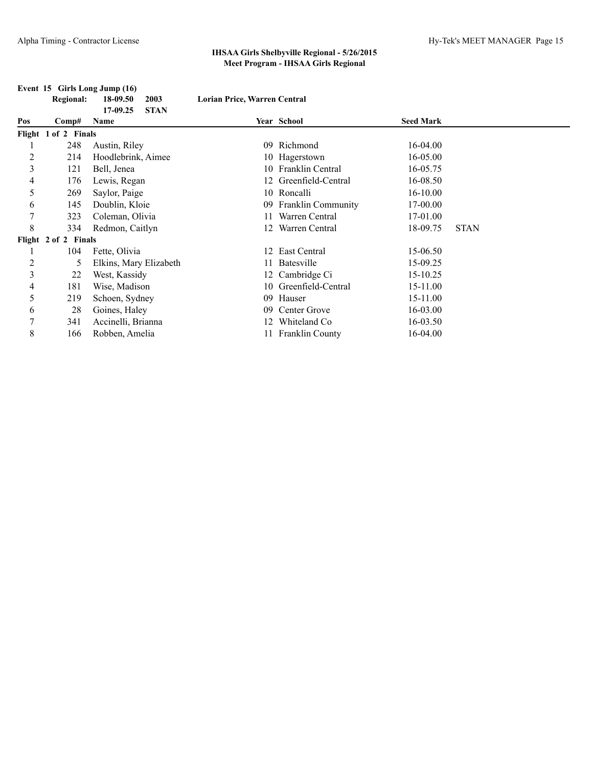## IHSAA Girls Shelbyville Regional - 5/26/2015
### Meet Program - IHSAA Girls Regional

**Event 15 Girls Long Jump (16)**

**Regional:** 18-09.50 2003 **Lorian Price, Warren Central**
17-09.25 STAN

| Pos | Comp# | Name | Year | School | Seed Mark | |
|---|---|---|---|---|---|---|
| **Flight 1 of 2 Finals** | | | | | | |
| 1 | 248 | Austin, Riley | 09 | Richmond | 16-04.00 | |
| 2 | 214 | Hoodlebrink, Aimee | 10 | Hagerstown | 16-05.00 | |
| 3 | 121 | Bell, Jenea | 10 | Franklin Central | 16-05.75 | |
| 4 | 176 | Lewis, Regan | 12 | Greenfield-Central | 16-08.50 | |
| 5 | 269 | Saylor, Paige | 10 | Roncalli | 16-10.00 | |
| 6 | 145 | Doublin, Kloie | 09 | Franklin Community | 17-00.00 | |
| 7 | 323 | Coleman, Olivia | 11 | Warren Central | 17-01.00 | |
| 8 | 334 | Redmon, Caitlyn | 12 | Warren Central | 18-09.75 | STAN |
| **Flight 2 of 2 Finals** | | | | | | |
| 1 | 104 | Fette, Olivia | 12 | East Central | 15-06.50 | |
| 2 | 5 | Elkins, Mary Elizabeth | 11 | Batesville | 15-09.25 | |
| 3 | 22 | West, Kassidy | 12 | Cambridge Ci | 15-10.25 | |
| 4 | 181 | Wise, Madison | 10 | Greenfield-Central | 15-11.00 | |
| 5 | 219 | Schoen, Sydney | 09 | Hauser | 15-11.00 | |
| 6 | 28 | Goines, Haley | 09 | Center Grove | 16-03.00 | |
| 7 | 341 | Accinelli, Brianna | 12 | Whiteland Co | 16-03.50 | |
| 8 | 166 | Robben, Amelia | 11 | Franklin County | 16-04.00 | |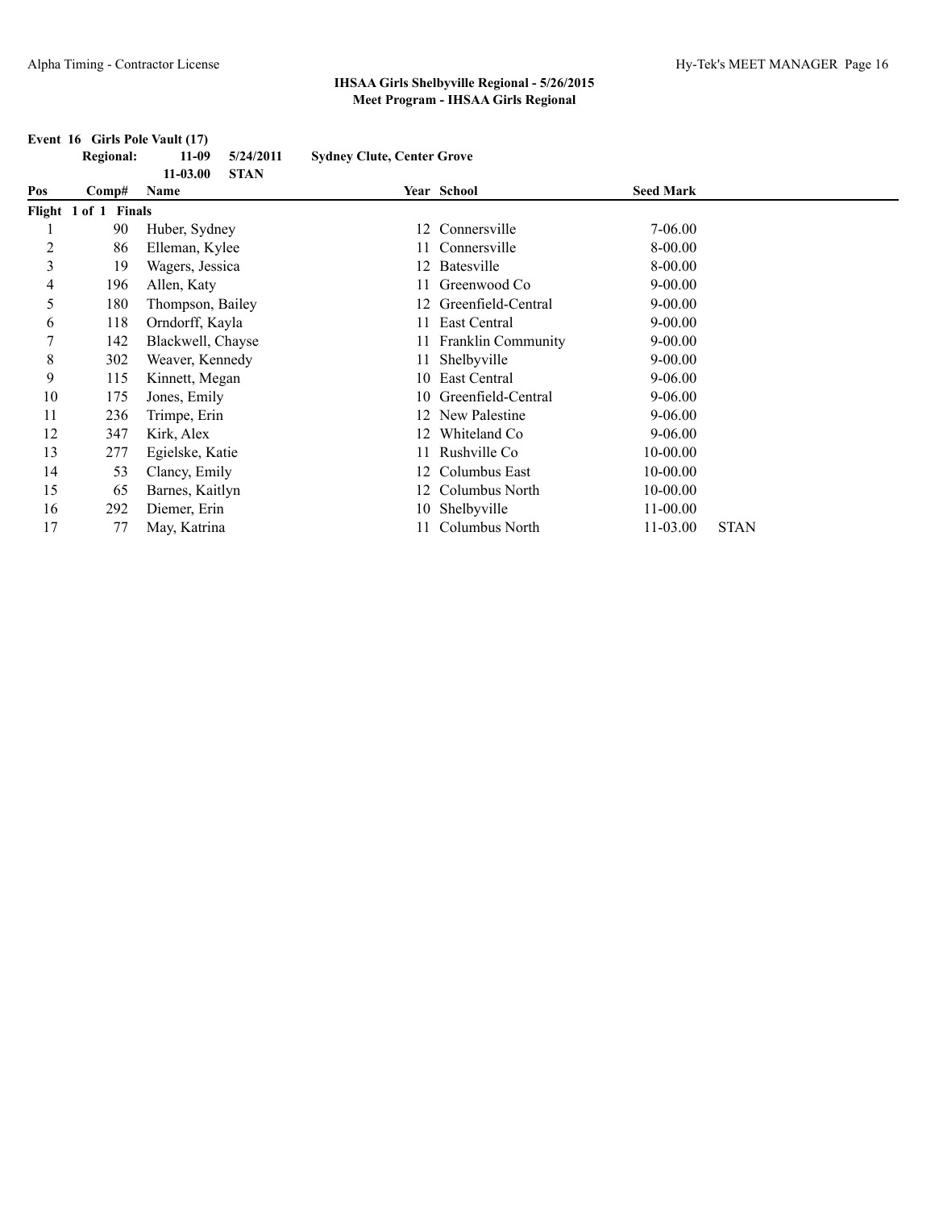**IHSAA Girls Shelbyville Regional - 5/26/2015**
**Meet Program - IHSAA Girls Regional**

**Event 16 Girls Pole Vault (17)**

| | | | |
|---|---|---|---|
| **Regional:** | **11-09** | **5/24/2011** | **Sydney Clute, Center Grove** |
| | **11-03.00** | **STAN** | |

| Pos | Comp# | Name | Year | School | Seed Mark | |
|---|---|---|---|---|---|---|
| **Flight 1 of 1 Finals** | | | | | | |
| 1 | 90 | Huber, Sydney | 12 | Connersville | 7-06.00 | |
| 2 | 86 | Elleman, Kylee | 11 | Connersville | 8-00.00 | |
| 3 | 19 | Wagers, Jessica | 12 | Batesville | 8-00.00 | |
| 4 | 196 | Allen, Katy | 11 | Greenwood Co | 9-00.00 | |
| 5 | 180 | Thompson, Bailey | 12 | Greenfield-Central | 9-00.00 | |
| 6 | 118 | Orndorff, Kayla | 11 | East Central | 9-00.00 | |
| 7 | 142 | Blackwell, Chayse | 11 | Franklin Community | 9-00.00 | |
| 8 | 302 | Weaver, Kennedy | 11 | Shelbyville | 9-00.00 | |
| 9 | 115 | Kinnett, Megan | 10 | East Central | 9-06.00 | |
| 10 | 175 | Jones, Emily | 10 | Greenfield-Central | 9-06.00 | |
| 11 | 236 | Trimpe, Erin | 12 | New Palestine | 9-06.00 | |
| 12 | 347 | Kirk, Alex | 12 | Whiteland Co | 9-06.00 | |
| 13 | 277 | Egielske, Katie | 11 | Rushville Co | 10-00.00 | |
| 14 | 53 | Clancy, Emily | 12 | Columbus East | 10-00.00 | |
| 15 | 65 | Barnes, Kaitlyn | 12 | Columbus North | 10-00.00 | |
| 16 | 292 | Diemer, Erin | 10 | Shelbyville | 11-00.00 | |
| 17 | 77 | May, Katrina | 11 | Columbus North | 11-03.00 | STAN |